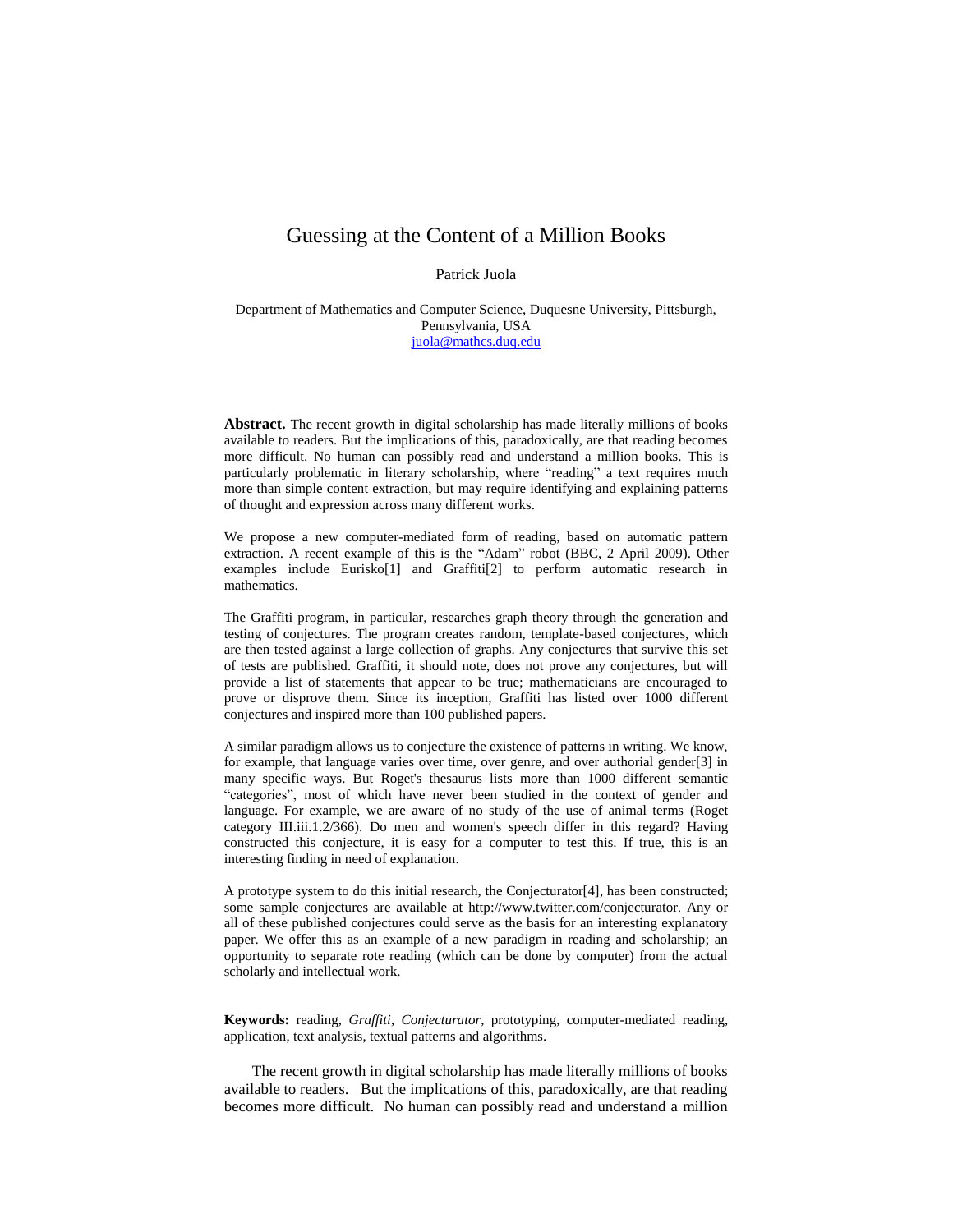# Guessing at the Content of a Million Books

Patrick Juola

Department of Mathematics and Computer Science, Duquesne University, Pittsburgh, Pennsylvania, USA
juola@mathcs.duq.edu

**Abstract.** The recent growth in digital scholarship has made literally millions of books available to readers. But the implications of this, paradoxically, are that reading becomes more difficult. No human can possibly read and understand a million books. This is particularly problematic in literary scholarship, where "reading" a text requires much more than simple content extraction, but may require identifying and explaining patterns of thought and expression across many different works.

We propose a new computer-mediated form of reading, based on automatic pattern extraction. A recent example of this is the "Adam" robot (BBC, 2 April 2009). Other examples include Eurisko[1] and Graffiti[2] to perform automatic research in mathematics.

The Graffiti program, in particular, researches graph theory through the generation and testing of conjectures. The program creates random, template-based conjectures, which are then tested against a large collection of graphs. Any conjectures that survive this set of tests are published. Graffiti, it should note, does not prove any conjectures, but will provide a list of statements that appear to be true; mathematicians are encouraged to prove or disprove them. Since its inception, Graffiti has listed over 1000 different conjectures and inspired more than 100 published papers.

A similar paradigm allows us to conjecture the existence of patterns in writing. We know, for example, that language varies over time, over genre, and over authorial gender[3] in many specific ways. But Roget's thesaurus lists more than 1000 different semantic "categories", most of which have never been studied in the context of gender and language. For example, we are aware of no study of the use of animal terms (Roget category III.iii.1.2/366). Do men and women's speech differ in this regard? Having constructed this conjecture, it is easy for a computer to test this. If true, this is an interesting finding in need of explanation.

A prototype system to do this initial research, the Conjecturator[4], has been constructed; some sample conjectures are available at http://www.twitter.com/conjecturator. Any or all of these published conjectures could serve as the basis for an interesting explanatory paper. We offer this as an example of a new paradigm in reading and scholarship; an opportunity to separate rote reading (which can be done by computer) from the actual scholarly and intellectual work.

**Keywords:** reading, *Graffiti*, *Conjecturator*, prototyping, computer-mediated reading, application, text analysis, textual patterns and algorithms.

The recent growth in digital scholarship has made literally millions of books available to readers. But the implications of this, paradoxically, are that reading becomes more difficult. No human can possibly read and understand a million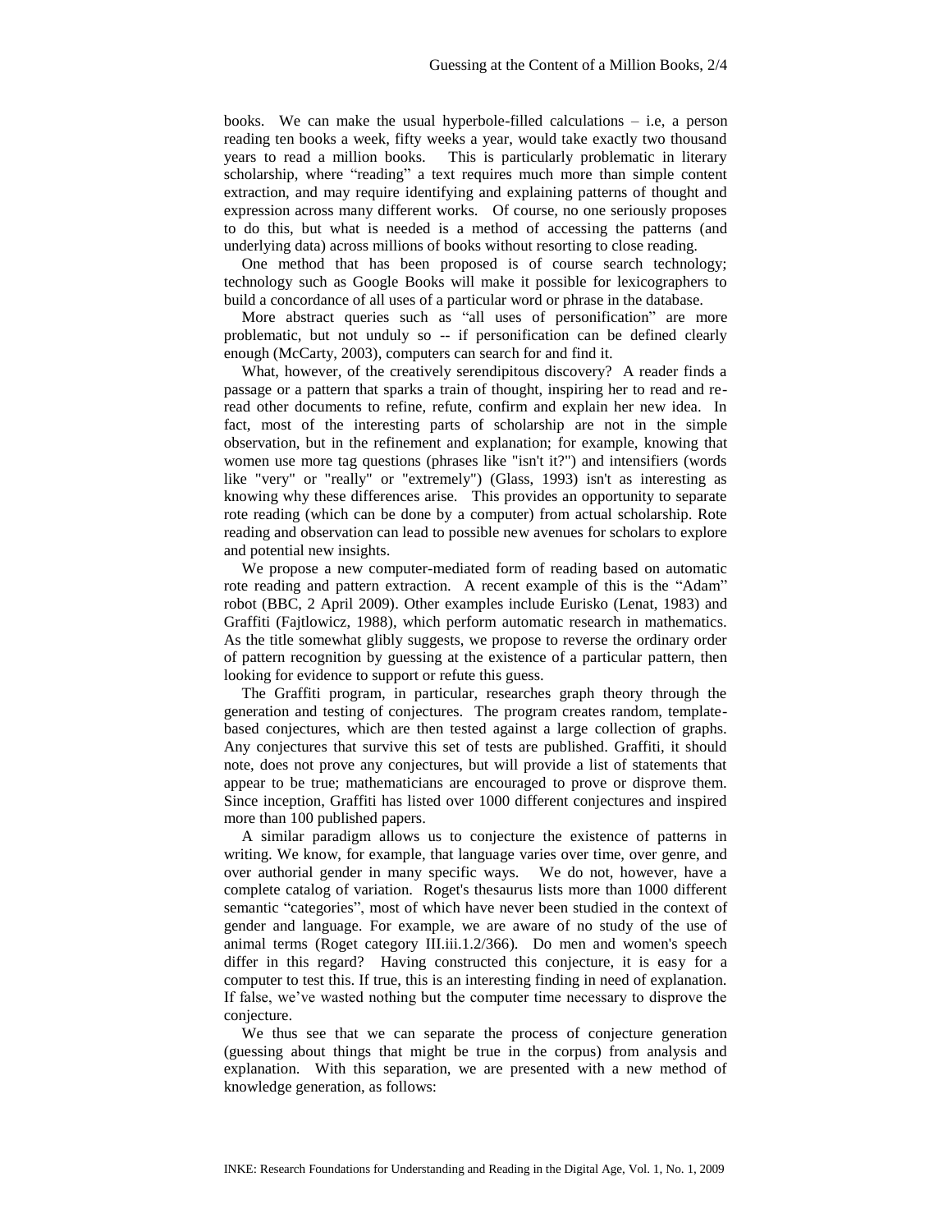books. We can make the usual hyperbole-filled calculations – i.e, a person reading ten books a week, fifty weeks a year, would take exactly two thousand years to read a million books. This is particularly problematic in literary scholarship, where "reading" a text requires much more than simple content extraction, and may require identifying and explaining patterns of thought and expression across many different works. Of course, no one seriously proposes to do this, but what is needed is a method of accessing the patterns (and underlying data) across millions of books without resorting to close reading.

One method that has been proposed is of course search technology; technology such as Google Books will make it possible for lexicographers to build a concordance of all uses of a particular word or phrase in the database.

More abstract queries such as "all uses of personification" are more problematic, but not unduly so -- if personification can be defined clearly enough (McCarty, 2003), computers can search for and find it.

What, however, of the creatively serendipitous discovery? A reader finds a passage or a pattern that sparks a train of thought, inspiring her to read and re-read other documents to refine, refute, confirm and explain her new idea. In fact, most of the interesting parts of scholarship are not in the simple observation, but in the refinement and explanation; for example, knowing that women use more tag questions (phrases like "isn't it?") and intensifiers (words like "very" or "really" or "extremely") (Glass, 1993) isn't as interesting as knowing why these differences arise. This provides an opportunity to separate rote reading (which can be done by a computer) from actual scholarship. Rote reading and observation can lead to possible new avenues for scholars to explore and potential new insights.

We propose a new computer-mediated form of reading based on automatic rote reading and pattern extraction. A recent example of this is the "Adam" robot (BBC, 2 April 2009). Other examples include Eurisko (Lenat, 1983) and Graffiti (Fajtlowicz, 1988), which perform automatic research in mathematics. As the title somewhat glibly suggests, we propose to reverse the ordinary order of pattern recognition by guessing at the existence of a particular pattern, then looking for evidence to support or refute this guess.

The Graffiti program, in particular, researches graph theory through the generation and testing of conjectures. The program creates random, template-based conjectures, which are then tested against a large collection of graphs. Any conjectures that survive this set of tests are published. Graffiti, it should note, does not prove any conjectures, but will provide a list of statements that appear to be true; mathematicians are encouraged to prove or disprove them. Since inception, Graffiti has listed over 1000 different conjectures and inspired more than 100 published papers.

A similar paradigm allows us to conjecture the existence of patterns in writing. We know, for example, that language varies over time, over genre, and over authorial gender in many specific ways. We do not, however, have a complete catalog of variation. Roget's thesaurus lists more than 1000 different semantic "categories", most of which have never been studied in the context of gender and language. For example, we are aware of no study of the use of animal terms (Roget category III.iii.1.2/366). Do men and women's speech differ in this regard? Having constructed this conjecture, it is easy for a computer to test this. If true, this is an interesting finding in need of explanation. If false, we've wasted nothing but the computer time necessary to disprove the conjecture.

We thus see that we can separate the process of conjecture generation (guessing about things that might be true in the corpus) from analysis and explanation. With this separation, we are presented with a new method of knowledge generation, as follows: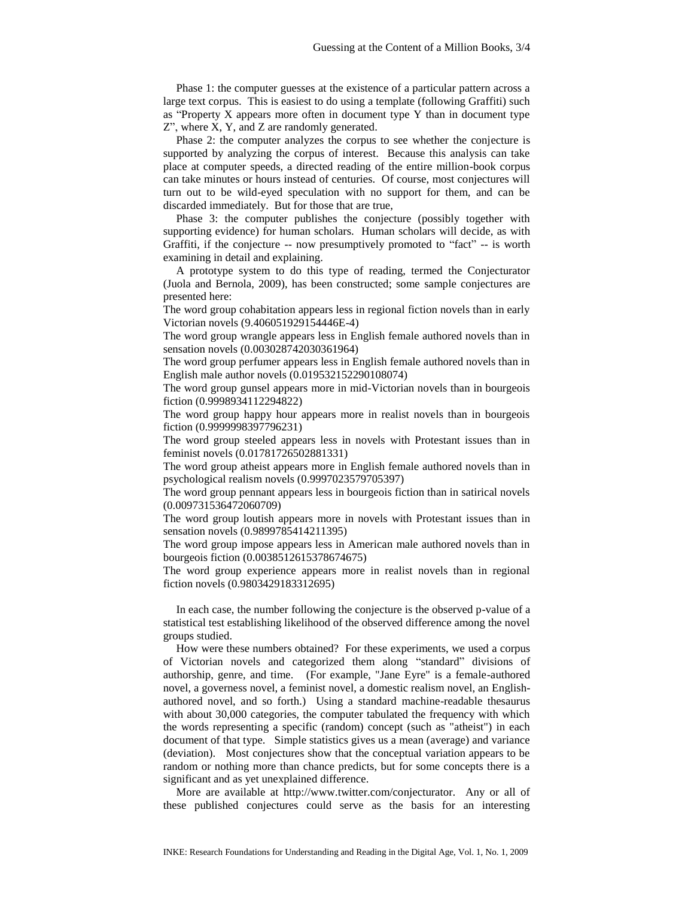Phase 1: the computer guesses at the existence of a particular pattern across a large text corpus. This is easiest to do using a template (following Graffiti) such as "Property X appears more often in document type Y than in document type Z", where X, Y, and Z are randomly generated.

Phase 2: the computer analyzes the corpus to see whether the conjecture is supported by analyzing the corpus of interest. Because this analysis can take place at computer speeds, a directed reading of the entire million-book corpus can take minutes or hours instead of centuries. Of course, most conjectures will turn out to be wild-eyed speculation with no support for them, and can be discarded immediately. But for those that are true,

Phase 3: the computer publishes the conjecture (possibly together with supporting evidence) for human scholars. Human scholars will decide, as with Graffiti, if the conjecture -- now presumptively promoted to "fact" -- is worth examining in detail and explaining.

A prototype system to do this type of reading, termed the Conjecturator (Juola and Bernola, 2009), has been constructed; some sample conjectures are presented here:

The word group cohabitation appears less in regional fiction novels than in early Victorian novels (9.406051929154446E-4)

The word group wrangle appears less in English female authored novels than in sensation novels (0.003028742030361964)

The word group perfumer appears less in English female authored novels than in English male author novels (0.019532152290108074)

The word group gunsel appears more in mid-Victorian novels than in bourgeois fiction (0.9998934112294822)

The word group happy hour appears more in realist novels than in bourgeois fiction (0.9999998397796231)

The word group steeled appears less in novels with Protestant issues than in feminist novels (0.01781726502881331)

The word group atheist appears more in English female authored novels than in psychological realism novels (0.9997023579705397)

The word group pennant appears less in bourgeois fiction than in satirical novels (0.009731536472060709)

The word group loutish appears more in novels with Protestant issues than in sensation novels (0.9899785414211395)

The word group impose appears less in American male authored novels than in bourgeois fiction (0.0038512615378674675)

The word group experience appears more in realist novels than in regional fiction novels (0.9803429183312695)

In each case, the number following the conjecture is the observed p-value of a statistical test establishing likelihood of the observed difference among the novel groups studied.

How were these numbers obtained? For these experiments, we used a corpus of Victorian novels and categorized them along "standard" divisions of authorship, genre, and time. (For example, "Jane Eyre" is a female-authored novel, a governess novel, a feminist novel, a domestic realism novel, an English-authored novel, and so forth.) Using a standard machine-readable thesaurus with about 30,000 categories, the computer tabulated the frequency with which the words representing a specific (random) concept (such as "atheist") in each document of that type. Simple statistics gives us a mean (average) and variance (deviation). Most conjectures show that the conceptual variation appears to be random or nothing more than chance predicts, but for some concepts there is a significant and as yet unexplained difference.

More are available at http://www.twitter.com/conjecturator. Any or all of these published conjectures could serve as the basis for an interesting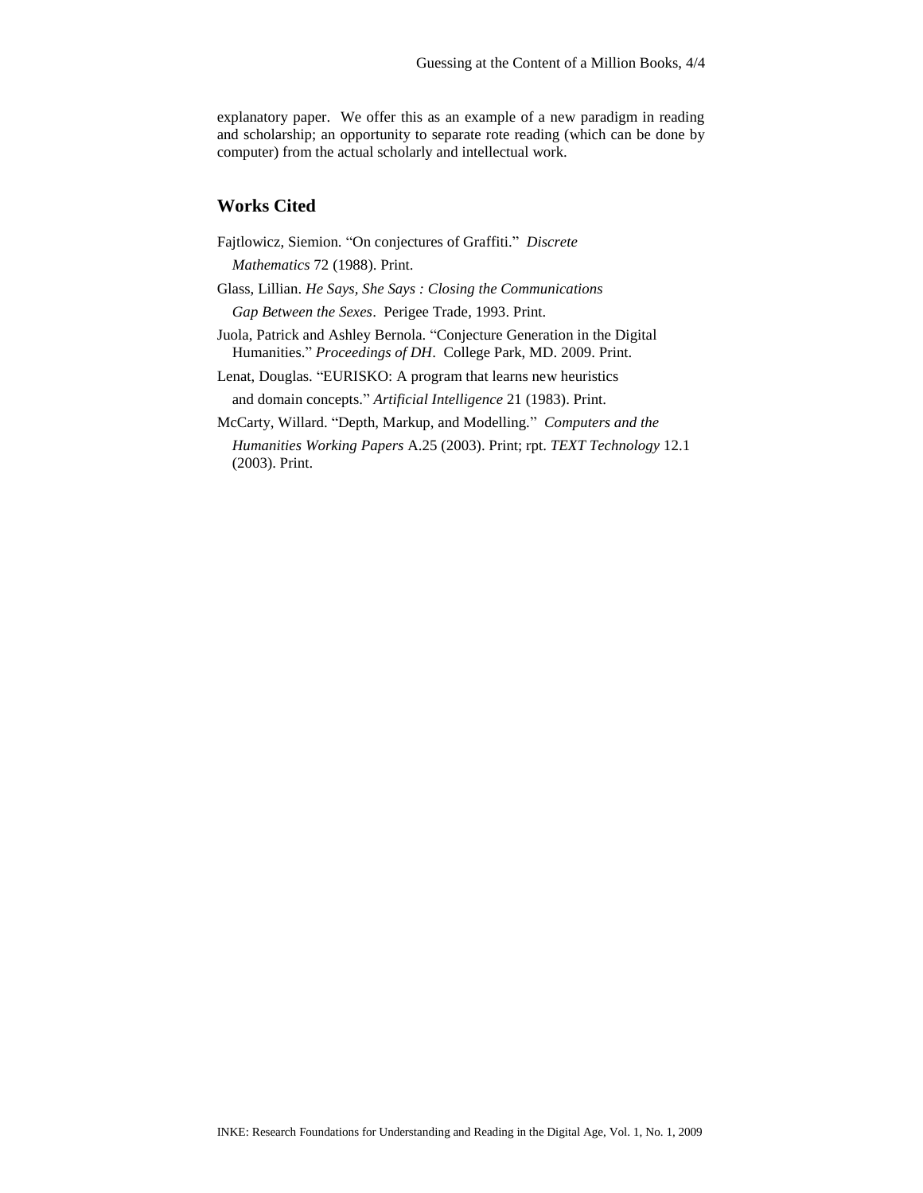explanatory paper. We offer this as an example of a new paradigm in reading and scholarship; an opportunity to separate rote reading (which can be done by computer) from the actual scholarly and intellectual work.

## Works Cited

Fajtlowicz, Siemion. "On conjectures of Graffiti." *Discrete Mathematics* 72 (1988). Print.

Glass, Lillian. *He Says, She Says : Closing the Communications Gap Between the Sexes*. Perigee Trade, 1993. Print.

Juola, Patrick and Ashley Bernola. "Conjecture Generation in the Digital Humanities." *Proceedings of DH*. College Park, MD. 2009. Print.

Lenat, Douglas. "EURISKO: A program that learns new heuristics and domain concepts." *Artificial Intelligence* 21 (1983). Print.

McCarty, Willard. "Depth, Markup, and Modelling." *Computers and the Humanities Working Papers* A.25 (2003). Print; rpt. *TEXT Technology* 12.1 (2003). Print.